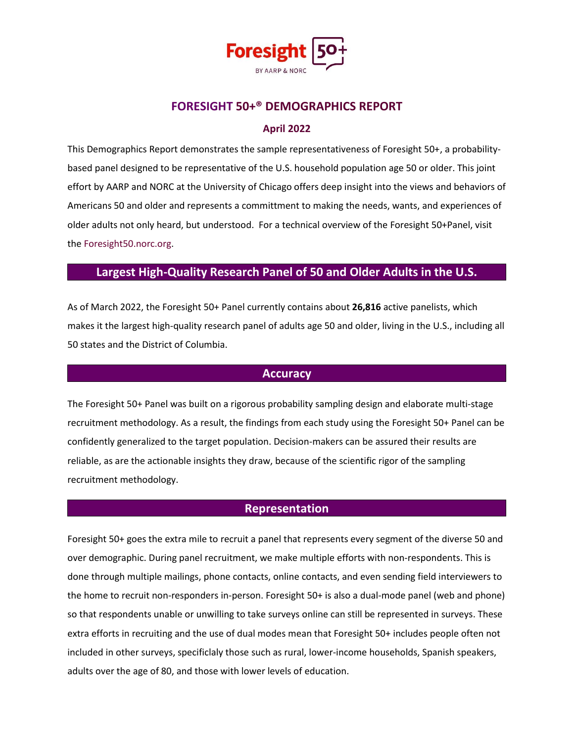# FORESIGHT 50+® DEMOGRAPHICS REPORT

**April 2022**

This Demographics Report demonstrates the sample representativeness of Foresight 50+, a probability-based panel designed to be representative of the U.S. household population age 50 or older. This joint effort by AARP and NORC at the University of Chicago offers deep insight into the views and behaviors of Americans 50 and older and represents a committment to making the needs, wants, and experiences of older adults not only heard, but understood. For a technical overview of the Foresight 50+Panel, visit the Foresight50.norc.org.

## Largest High-Quality Research Panel of 50 and Older Adults in the U.S.

As of March 2022, the Foresight 50+ Panel currently contains about **26,816** active panelists, which makes it the largest high-quality research panel of adults age 50 and older, living in the U.S., including all 50 states and the District of Columbia.

## Accuracy

The Foresight 50+ Panel was built on a rigorous probability sampling design and elaborate multi-stage recruitment methodology. As a result, the findings from each study using the Foresight 50+ Panel can be confidently generalized to the target population. Decision-makers can be assured their results are reliable, as are the actionable insights they draw, because of the scientific rigor of the sampling recruitment methodology.

## Representation

Foresight 50+ goes the extra mile to recruit a panel that represents every segment of the diverse 50 and over demographic. During panel recruitment, we make multiple efforts with non-respondents. This is done through multiple mailings, phone contacts, online contacts, and even sending field interviewers to the home to recruit non-responders in-person. Foresight 50+ is also a dual-mode panel (web and phone) so that respondents unable or unwilling to take surveys online can still be represented in surveys. These extra efforts in recruiting and the use of dual modes mean that Foresight 50+ includes people often not included in other surveys, specificlaly those such as rural, lower-income households, Spanish speakers, adults over the age of 80, and those with lower levels of education.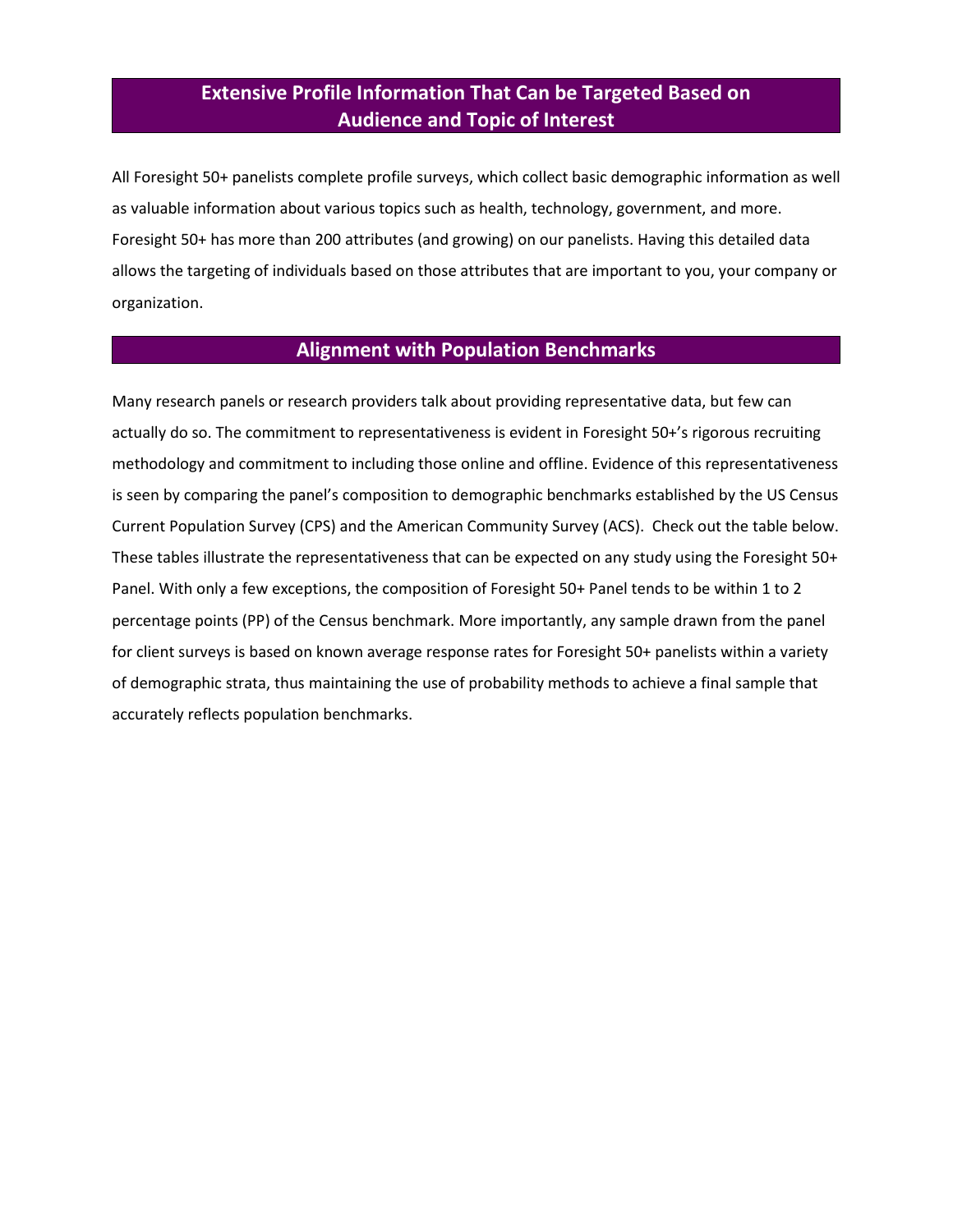## Extensive Profile Information That Can be Targeted Based on Audience and Topic of Interest

All Foresight 50+ panelists complete profile surveys, which collect basic demographic information as well as valuable information about various topics such as health, technology, government, and more. Foresight 50+ has more than 200 attributes (and growing) on our panelists. Having this detailed data allows the targeting of individuals based on those attributes that are important to you, your company or organization.

## Alignment with Population Benchmarks

Many research panels or research providers talk about providing representative data, but few can actually do so. The commitment to representativeness is evident in Foresight 50+'s rigorous recruiting methodology and commitment to including those online and offline. Evidence of this representativeness is seen by comparing the panel's composition to demographic benchmarks established by the US Census Current Population Survey (CPS) and the American Community Survey (ACS). Check out the table below. These tables illustrate the representativeness that can be expected on any study using the Foresight 50+ Panel. With only a few exceptions, the composition of Foresight 50+ Panel tends to be within 1 to 2 percentage points (PP) of the Census benchmark. More importantly, any sample drawn from the panel for client surveys is based on known average response rates for Foresight 50+ panelists within a variety of demographic strata, thus maintaining the use of probability methods to achieve a final sample that accurately reflects population benchmarks.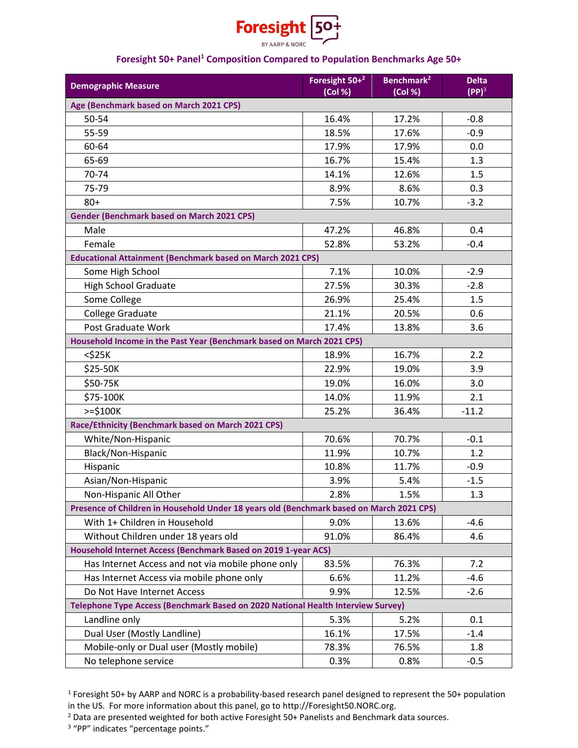Foresight 50+

BY AARP & NORC

## Foresight 50+ Panel[1] Composition Compared to Population Benchmarks Age 50+

| Demographic Measure | Foresight 50+[2] (Col %) | Benchmark[2] (Col %) | Delta (PP)[3] |
|---|---|---|---|
| **Age (Benchmark based on March 2021 CPS)** | | | |
| 50-54 | 16.4% | 17.2% | -0.8 |
| 55-59 | 18.5% | 17.6% | -0.9 |
| 60-64 | 17.9% | 17.9% | 0.0 |
| 65-69 | 16.7% | 15.4% | 1.3 |
| 70-74 | 14.1% | 12.6% | 1.5 |
| 75-79 | 8.9% | 8.6% | 0.3 |
| 80+ | 7.5% | 10.7% | -3.2 |
| **Gender (Benchmark based on March 2021 CPS)** | | | |
| Male | 47.2% | 46.8% | 0.4 |
| Female | 52.8% | 53.2% | -0.4 |
| **Educational Attainment (Benchmark based on March 2021 CPS)** | | | |
| Some High School | 7.1% | 10.0% | -2.9 |
| High School Graduate | 27.5% | 30.3% | -2.8 |
| Some College | 26.9% | 25.4% | 1.5 |
| College Graduate | 21.1% | 20.5% | 0.6 |
| Post Graduate Work | 17.4% | 13.8% | 3.6 |
| **Household Income in the Past Year (Benchmark based on March 2021 CPS)** | | | |
| <$25K | 18.9% | 16.7% | 2.2 |
| $25-50K | 22.9% | 19.0% | 3.9 |
| $50-75K | 19.0% | 16.0% | 3.0 |
| $75-100K | 14.0% | 11.9% | 2.1 |
| >=$100K | 25.2% | 36.4% | -11.2 |
| **Race/Ethnicity (Benchmark based on March 2021 CPS)** | | | |
| White/Non-Hispanic | 70.6% | 70.7% | -0.1 |
| Black/Non-Hispanic | 11.9% | 10.7% | 1.2 |
| Hispanic | 10.8% | 11.7% | -0.9 |
| Asian/Non-Hispanic | 3.9% | 5.4% | -1.5 |
| Non-Hispanic All Other | 2.8% | 1.5% | 1.3 |
| **Presence of Children in Household Under 18 years old (Benchmark based on March 2021 CPS)** | | | |
| With 1+ Children in Household | 9.0% | 13.6% | -4.6 |
| Without Children under 18 years old | 91.0% | 86.4% | 4.6 |
| **Household Internet Access (Benchmark Based on 2019 1-year ACS)** | | | |
| Has Internet Access and not via mobile phone only | 83.5% | 76.3% | 7.2 |
| Has Internet Access via mobile phone only | 6.6% | 11.2% | -4.6 |
| Do Not Have Internet Access | 9.9% | 12.5% | -2.6 |
| **Telephone Type Access (Benchmark Based on 2020 National Health Interview Survey)** | | | |
| Landline only | 5.3% | 5.2% | 0.1 |
| Dual User (Mostly Landline) | 16.1% | 17.5% | -1.4 |
| Mobile-only or Dual user (Mostly mobile) | 78.3% | 76.5% | 1.8 |
| No telephone service | 0.3% | 0.8% | -0.5 |

[1] Foresight 50+ by AARP and NORC is a probability-based research panel designed to represent the 50+ population in the US. For more information about this panel, go to http://Foresight50.NORC.org.

[2] Data are presented weighted for both active Foresight 50+ Panelists and Benchmark data sources.

[3] "PP" indicates "percentage points."